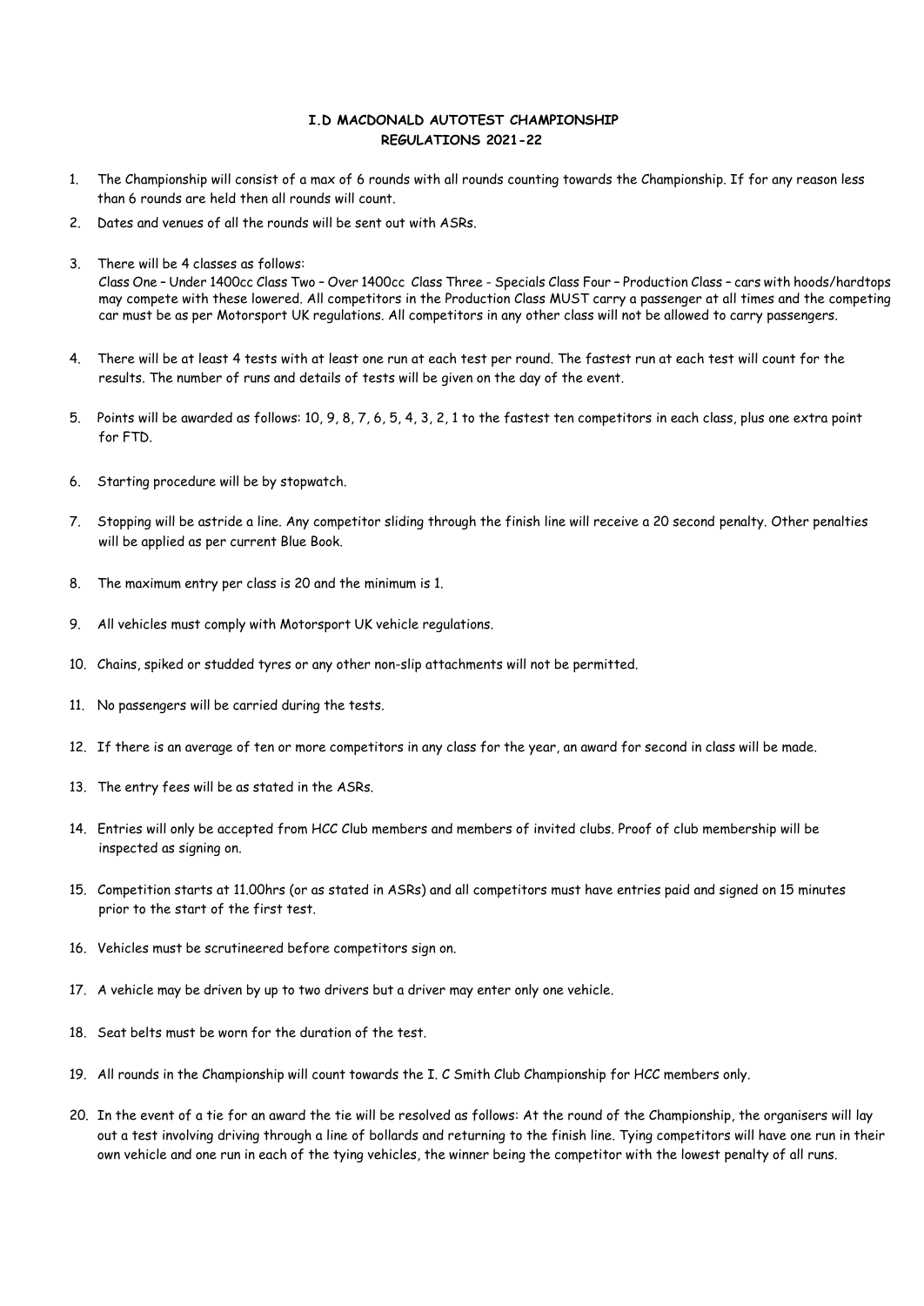# I.D MACDONALD AUTOTEST CHAMPIONSHIP
## REGULATIONS 2021-22

1. The Championship will consist of a max of 6 rounds with all rounds counting towards the Championship. If for any reason less than 6 rounds are held then all rounds will count.
2. Dates and venues of all the rounds will be sent out with ASRs.
3. There will be 4 classes as follows:
   Class One – Under 1400cc Class Two – Over 1400cc Class Three - Specials Class Four – Production Class – cars with hoods/hardtops may compete with these lowered. All competitors in the Production Class MUST carry a passenger at all times and the competing car must be as per Motorsport UK regulations. All competitors in any other class will not be allowed to carry passengers.
4. There will be at least 4 tests with at least one run at each test per round. The fastest run at each test will count for the results. The number of runs and details of tests will be given on the day of the event.
5. Points will be awarded as follows: 10, 9, 8, 7, 6, 5, 4, 3, 2, 1 to the fastest ten competitors in each class, plus one extra point for FTD.
6. Starting procedure will be by stopwatch.
7. Stopping will be astride a line. Any competitor sliding through the finish line will receive a 20 second penalty. Other penalties will be applied as per current Blue Book.
8. The maximum entry per class is 20 and the minimum is 1.
9. All vehicles must comply with Motorsport UK vehicle regulations.
10. Chains, spiked or studded tyres or any other non-slip attachments will not be permitted.
11. No passengers will be carried during the tests.
12. If there is an average of ten or more competitors in any class for the year, an award for second in class will be made.
13. The entry fees will be as stated in the ASRs.
14. Entries will only be accepted from HCC Club members and members of invited clubs. Proof of club membership will be inspected as signing on.
15. Competition starts at 11.00hrs (or as stated in ASRs) and all competitors must have entries paid and signed on 15 minutes prior to the start of the first test.
16. Vehicles must be scrutineered before competitors sign on.
17. A vehicle may be driven by up to two drivers but a driver may enter only one vehicle.
18. Seat belts must be worn for the duration of the test.
19. All rounds in the Championship will count towards the I. C Smith Club Championship for HCC members only.
20. In the event of a tie for an award the tie will be resolved as follows: At the round of the Championship, the organisers will lay out a test involving driving through a line of bollards and returning to the finish line. Tying competitors will have one run in their own vehicle and one run in each of the tying vehicles, the winner being the competitor with the lowest penalty of all runs.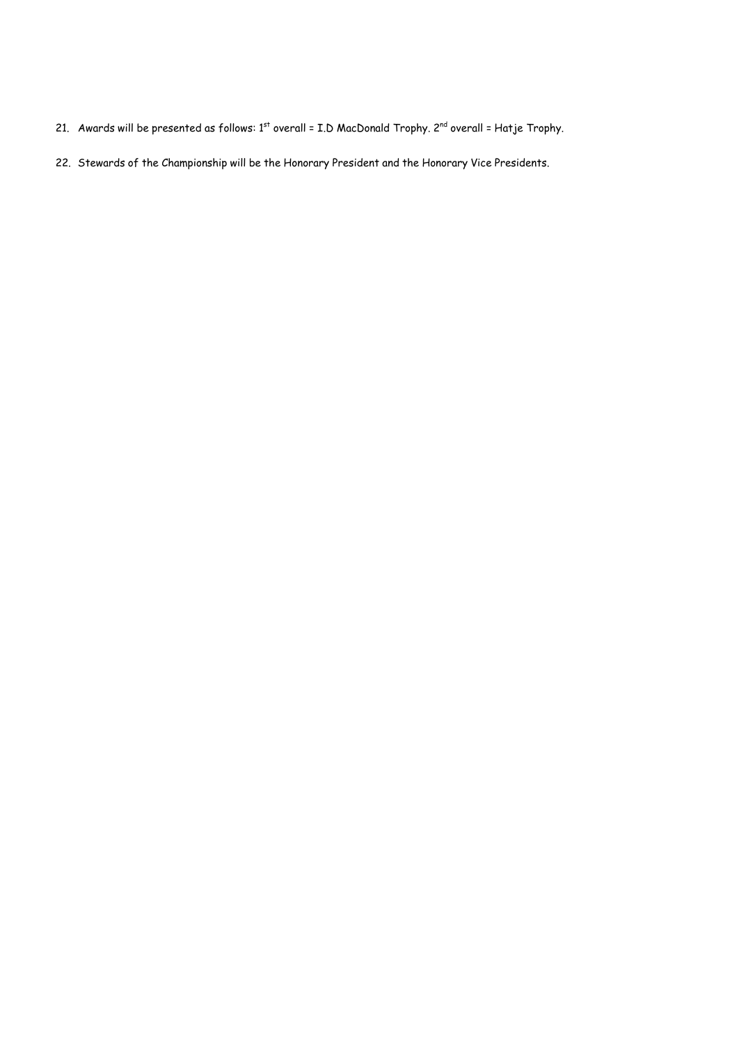21. Awards will be presented as follows: 1st overall = I.D MacDonald Trophy. 2nd overall = Hatje Trophy.

22. Stewards of the Championship will be the Honorary President and the Honorary Vice Presidents.